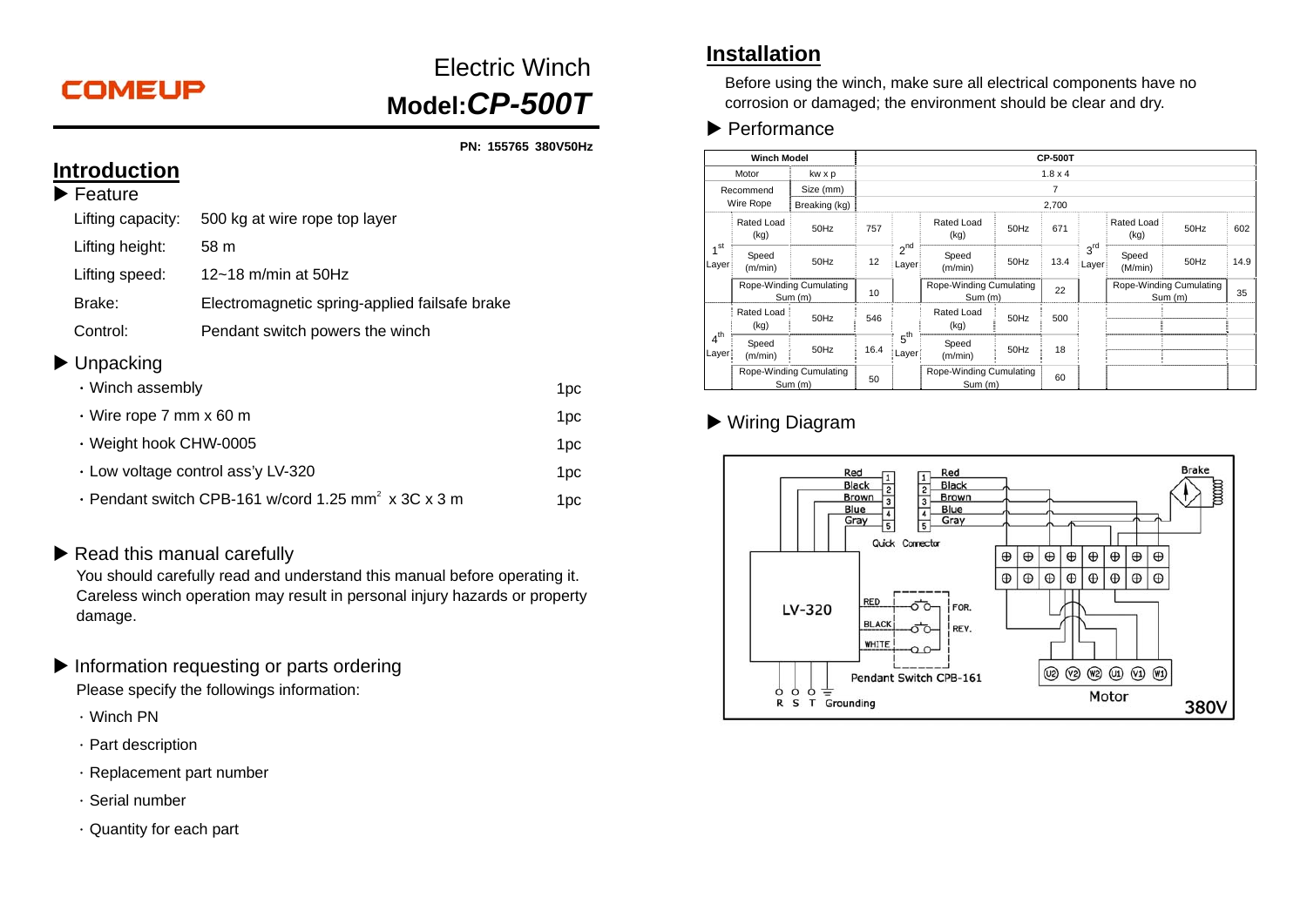COMEUP

# Electric Winch

## Model: *CP-500T*

**PN: 155765 380V50Hz**

## Introduction

### ▶ Feature

| | |
|---|---|
| Lifting capacity: | 500 kg at wire rope top layer |
| Lifting height: | 58 m |
| Lifting speed: | 12~18 m/min at 50Hz |
| Brake: | Electromagnetic spring-applied failsafe brake |
| Control: | Pendant switch powers the winch |

### ▶ Unpacking

| | |
|---|---|
| ・Winch assembly | 1pc |
| ・Wire rope 7 mm x 60 m | 1pc |
| ・Weight hook CHW-0005 | 1pc |
| ・Low voltage control ass'y LV-320 | 1pc |
| ・Pendant switch CPB-161 w/cord 1.25 mm² x 3C x 3 m | 1pc |

### ▶ Read this manual carefully

You should carefully read and understand this manual before operating it. Careless winch operation may result in personal injury hazards or property damage.

### ▶ Information requesting or parts ordering

Please specify the followings information:

- Winch PN
- Part description
- Replacement part number
- Serial number
- Quantity for each part

## Installation

Before using the winch, make sure all electrical components have no corrosion or damaged; the environment should be clear and dry.

### ▶ Performance

| Winch Model | | | CP-500T | | | | | | | | |
|---|---|---|---|---|---|---|---|---|---|---|---|
| Motor | kw x p | | 1.8 x 4 | | | | | | | | |
| Recommend Wire Rope | Size (mm) | | 7 | | | | | | | | |
| | Breaking (kg) | | 2,700 | | | | | | | | |
| 1st Layer | Rated Load (kg) | 50Hz | 757 | 2nd Layer | Rated Load (kg) | 50Hz | 671 | 3rd Layer | Rated Load (kg) | 50Hz | 602 |
| | Speed (m/min) | 50Hz | 12 | | Speed (m/min) | 50Hz | 13.4 | | Speed (M/min) | 50Hz | 14.9 |
| | Rope-Winding Cumulating Sum (m) | | 10 | | Rope-Winding Cumulating Sum (m) | | 22 | | Rope-Winding Cumulating Sum (m) | | 35 |
| 4th Layer | Rated Load (kg) | 50Hz | 546 | 5th Layer | Rated Load (kg) | 50Hz | 500 | | | | |
| | Speed (m/min) | 50Hz | 16.4 | | Speed (m/min) | 50Hz | 18 | | | | |
| | Rope-Winding Cumulating Sum (m) | | 50 | | Rope-Winding Cumulating Sum (m) | | 60 | | | | |

### ▶ Wiring Diagram

Red 1, Black 2, Brown 3, Blue 4, Gray 5 — Quick Connector — Brake

LV-320 — RED FOR., BLACK REV., WHITE — Pendant Switch CPB-161

U2 V2 W2 U1 V1 W1 — Motor

R S T Grounding — 380V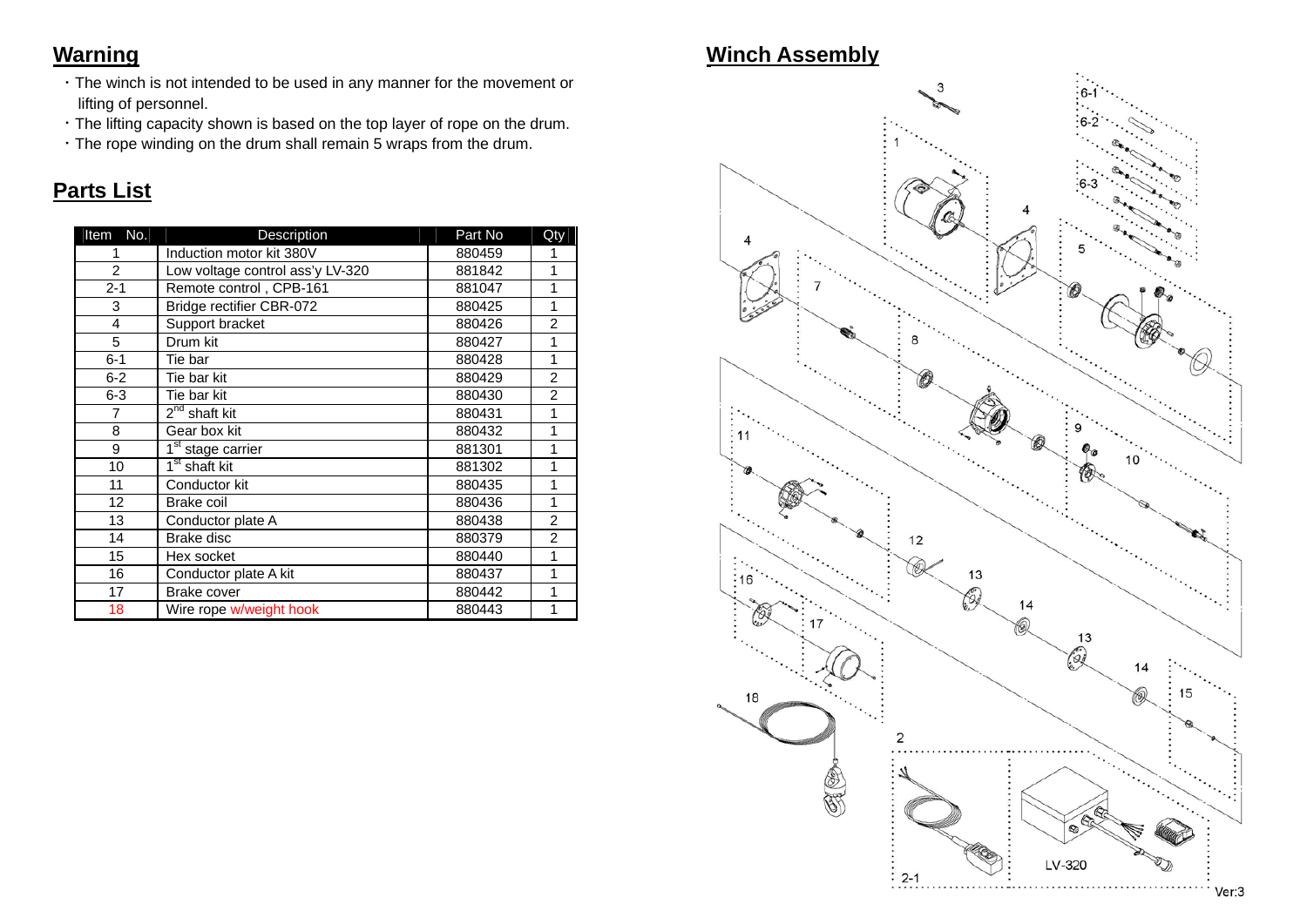## Warning

- The winch is not intended to be used in any manner for the movement or lifting of personnel.
- The lifting capacity shown is based on the top layer of rope on the drum.
- The rope winding on the drum shall remain 5 wraps from the drum.

## Parts List

| Item No. | Description | Part No | Qty |
|---|---|---|---|
| 1 | Induction motor kit 380V | 880459 | 1 |
| 2 | Low voltage control ass'y LV-320 | 881842 | 1 |
| 2-1 | Remote control , CPB-161 | 881047 | 1 |
| 3 | Bridge rectifier CBR-072 | 880425 | 1 |
| 4 | Support bracket | 880426 | 2 |
| 5 | Drum kit | 880427 | 1 |
| 6-1 | Tie bar | 880428 | 1 |
| 6-2 | Tie bar kit | 880429 | 2 |
| 6-3 | Tie bar kit | 880430 | 2 |
| 7 | 2nd shaft kit | 880431 | 1 |
| 8 | Gear box kit | 880432 | 1 |
| 9 | 1st stage carrier | 881301 | 1 |
| 10 | 1st shaft kit | 881302 | 1 |
| 11 | Conductor kit | 880435 | 1 |
| 12 | Brake coil | 880436 | 1 |
| 13 | Conductor plate A | 880438 | 2 |
| 14 | Brake disc | 880379 | 2 |
| 15 | Hex socket | 880440 | 1 |
| 16 | Conductor plate A kit | 880437 | 1 |
| 17 | Brake cover | 880442 | 1 |
| 18 | Wire rope w/weight hook | 880443 | 1 |

## Winch Assembly

3
6-1
6-2
1
6-3
4
4
5
7
8
9
11
10
12
13
16
14
17
13
14
18
15
2
LV-320
2-1

Ver:3